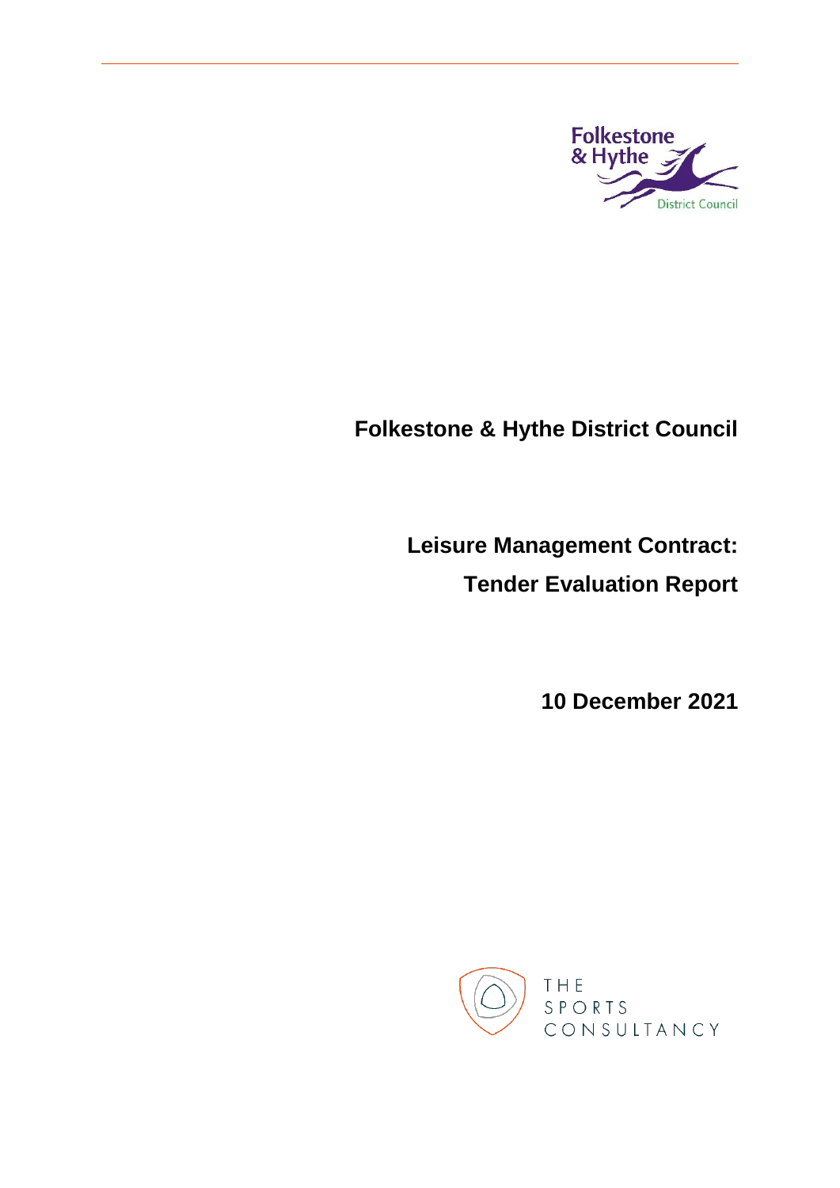# Folkestone & Hythe District Council

## Leisure Management Contract: Tender Evaluation Report

**10 December 2021**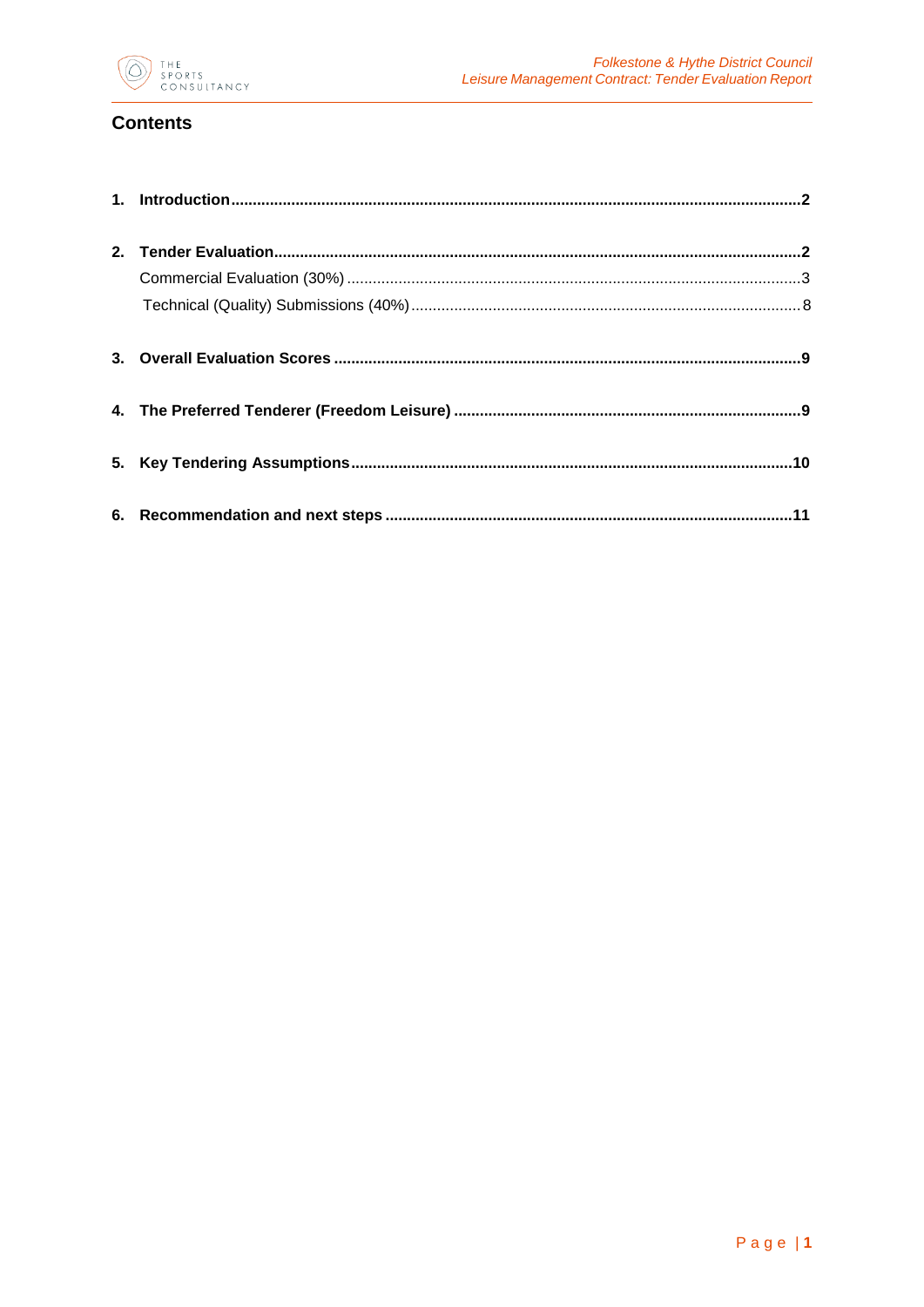## Contents

1. **Introduction** .......... 2
2. **Tender Evaluation** .......... 2
   - Commercial Evaluation (30%) .......... 3
   - Technical (Quality) Submissions (40%) .......... 8
3. **Overall Evaluation Scores** .......... 9
4. **The Preferred Tenderer (Freedom Leisure)** .......... 9
5. **Key Tendering Assumptions** .......... 10
6. **Recommendation and next steps** .......... 11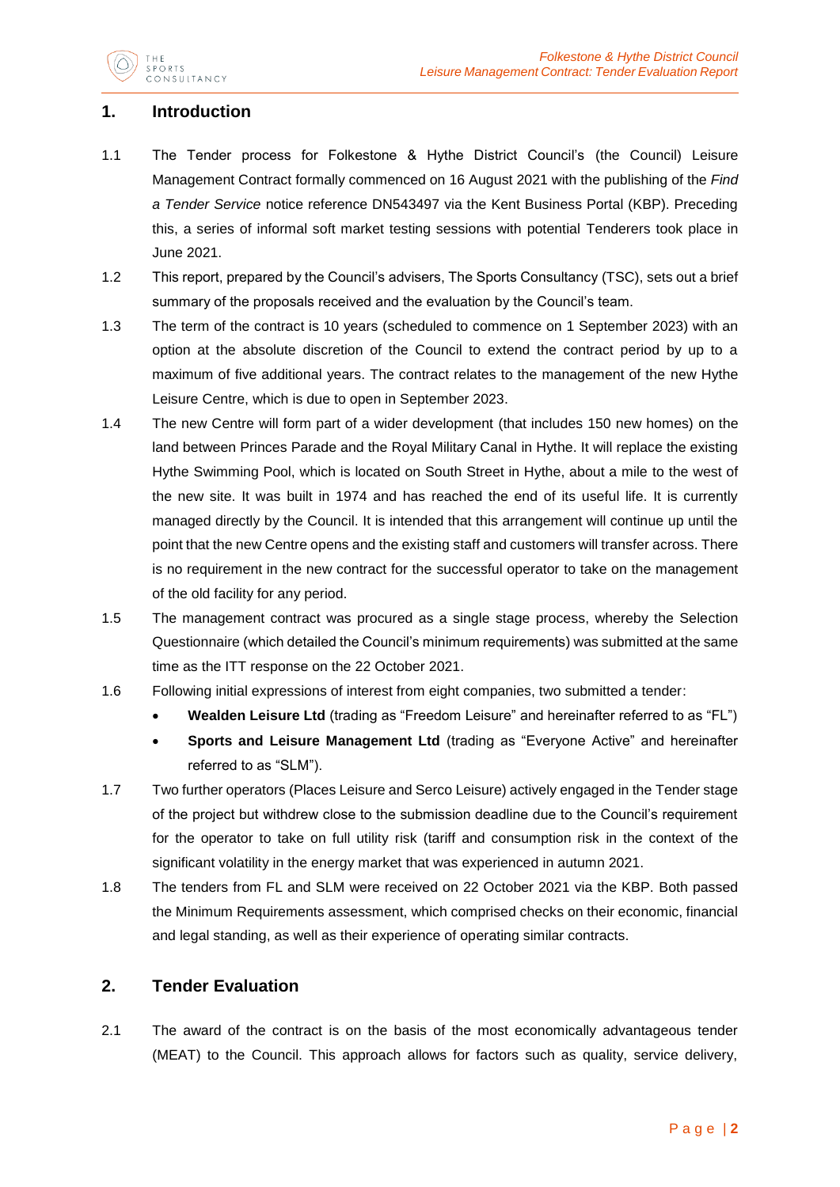## 1. Introduction

1.1 The Tender process for Folkestone & Hythe District Council's (the Council) Leisure Management Contract formally commenced on 16 August 2021 with the publishing of the *Find a Tender Service* notice reference DN543497 via the Kent Business Portal (KBP). Preceding this, a series of informal soft market testing sessions with potential Tenderers took place in June 2021.

1.2 This report, prepared by the Council's advisers, The Sports Consultancy (TSC), sets out a brief summary of the proposals received and the evaluation by the Council's team.

1.3 The term of the contract is 10 years (scheduled to commence on 1 September 2023) with an option at the absolute discretion of the Council to extend the contract period by up to a maximum of five additional years. The contract relates to the management of the new Hythe Leisure Centre, which is due to open in September 2023.

1.4 The new Centre will form part of a wider development (that includes 150 new homes) on the land between Princes Parade and the Royal Military Canal in Hythe. It will replace the existing Hythe Swimming Pool, which is located on South Street in Hythe, about a mile to the west of the new site. It was built in 1974 and has reached the end of its useful life. It is currently managed directly by the Council. It is intended that this arrangement will continue up until the point that the new Centre opens and the existing staff and customers will transfer across. There is no requirement in the new contract for the successful operator to take on the management of the old facility for any period.

1.5 The management contract was procured as a single stage process, whereby the Selection Questionnaire (which detailed the Council's minimum requirements) was submitted at the same time as the ITT response on the 22 October 2021.

1.6 Following initial expressions of interest from eight companies, two submitted a tender:

- **Wealden Leisure Ltd** (trading as "Freedom Leisure" and hereinafter referred to as "FL")
- **Sports and Leisure Management Ltd** (trading as "Everyone Active" and hereinafter referred to as "SLM").

1.7 Two further operators (Places Leisure and Serco Leisure) actively engaged in the Tender stage of the project but withdrew close to the submission deadline due to the Council's requirement for the operator to take on full utility risk (tariff and consumption risk in the context of the significant volatility in the energy market that was experienced in autumn 2021.

1.8 The tenders from FL and SLM were received on 22 October 2021 via the KBP. Both passed the Minimum Requirements assessment, which comprised checks on their economic, financial and legal standing, as well as their experience of operating similar contracts.

## 2. Tender Evaluation

2.1 The award of the contract is on the basis of the most economically advantageous tender (MEAT) to the Council. This approach allows for factors such as quality, service delivery,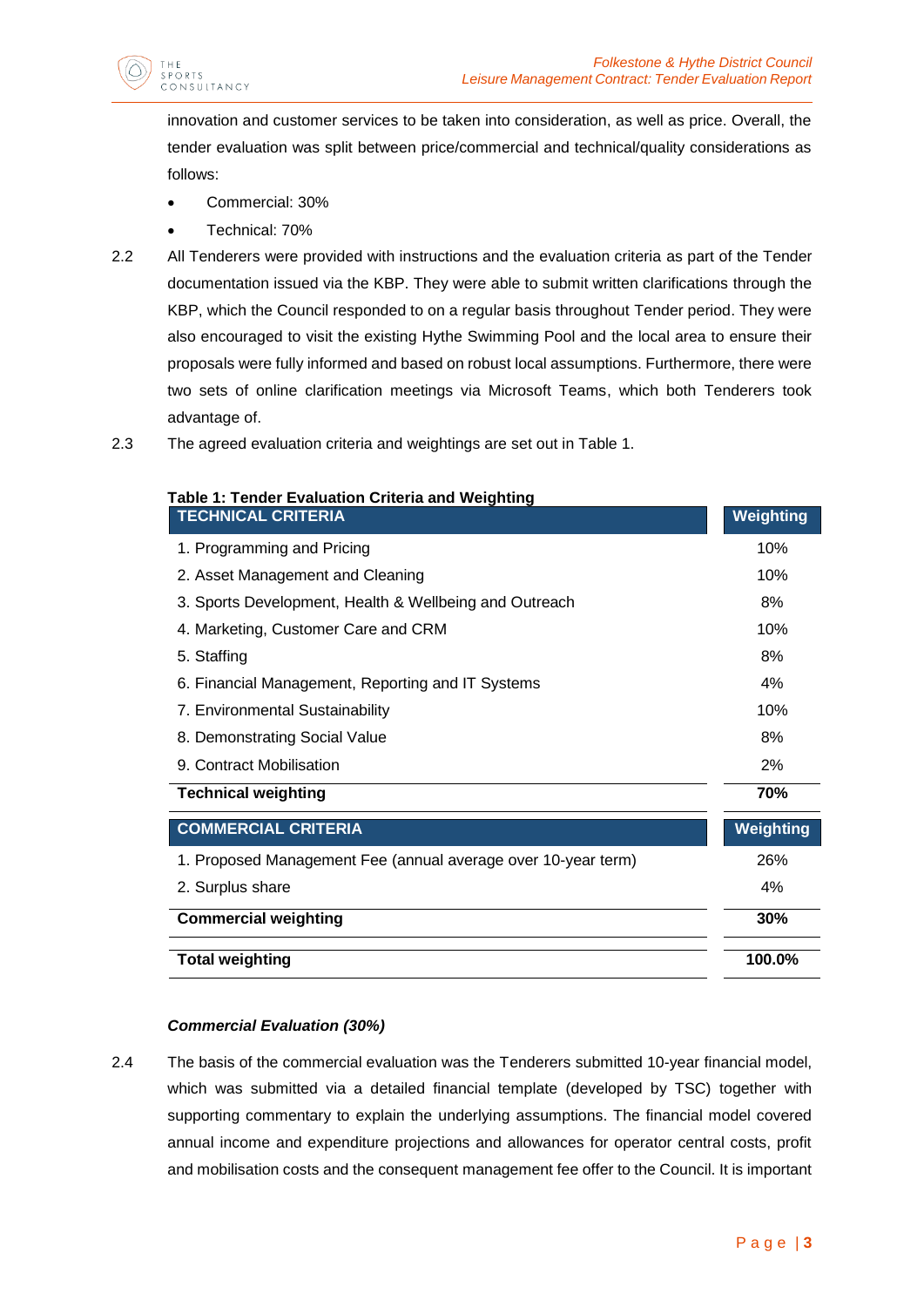innovation and customer services to be taken into consideration, as well as price. Overall, the tender evaluation was split between price/commercial and technical/quality considerations as follows:

- Commercial: 30%
- Technical: 70%

2.2 All Tenderers were provided with instructions and the evaluation criteria as part of the Tender documentation issued via the KBP. They were able to submit written clarifications through the KBP, which the Council responded to on a regular basis throughout Tender period. They were also encouraged to visit the existing Hythe Swimming Pool and the local area to ensure their proposals were fully informed and based on robust local assumptions. Furthermore, there were two sets of online clarification meetings via Microsoft Teams, which both Tenderers took advantage of.

2.3 The agreed evaluation criteria and weightings are set out in Table 1.

**Table 1: Tender Evaluation Criteria and Weighting**

| TECHNICAL CRITERIA | Weighting |
|---|---|
| 1. Programming and Pricing | 10% |
| 2. Asset Management and Cleaning | 10% |
| 3. Sports Development, Health & Wellbeing and Outreach | 8% |
| 4. Marketing, Customer Care and CRM | 10% |
| 5. Staffing | 8% |
| 6. Financial Management, Reporting and IT Systems | 4% |
| 7. Environmental Sustainability | 10% |
| 8. Demonstrating Social Value | 8% |
| 9. Contract Mobilisation | 2% |
| **Technical weighting** | **70%** |
| **COMMERCIAL CRITERIA** | **Weighting** |
| 1. Proposed Management Fee (annual average over 10-year term) | 26% |
| 2. Surplus share | 4% |
| **Commercial weighting** | **30%** |
| **Total weighting** | **100.0%** |

***Commercial Evaluation (30%)***

2.4 The basis of the commercial evaluation was the Tenderers submitted 10-year financial model, which was submitted via a detailed financial template (developed by TSC) together with supporting commentary to explain the underlying assumptions. The financial model covered annual income and expenditure projections and allowances for operator central costs, profit and mobilisation costs and the consequent management fee offer to the Council. It is important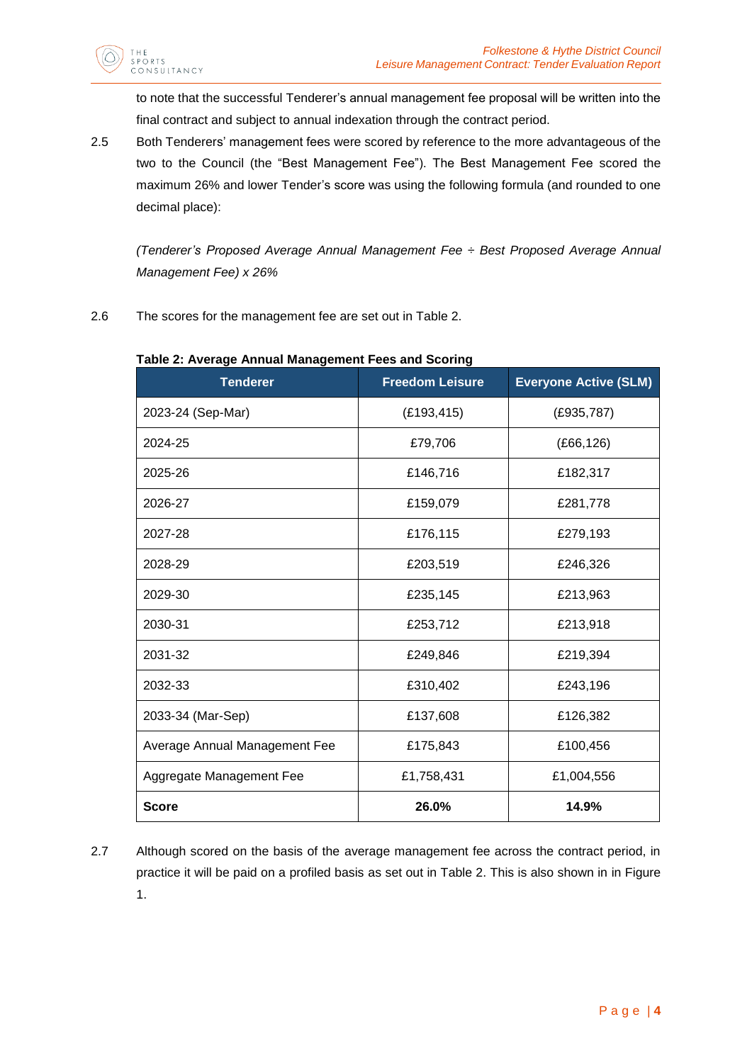to note that the successful Tenderer's annual management fee proposal will be written into the final contract and subject to annual indexation through the contract period.

2.5 Both Tenderers' management fees were scored by reference to the more advantageous of the two to the Council (the "Best Management Fee"). The Best Management Fee scored the maximum 26% and lower Tender's score was using the following formula (and rounded to one decimal place):

*(Tenderer's Proposed Average Annual Management Fee ÷ Best Proposed Average Annual Management Fee) x 26%*

2.6 The scores for the management fee are set out in Table 2.

**Table 2: Average Annual Management Fees and Scoring**

| Tenderer | Freedom Leisure | Everyone Active (SLM) |
|---|---|---|
| 2023-24 (Sep-Mar) | (£193,415) | (£935,787) |
| 2024-25 | £79,706 | (£66,126) |
| 2025-26 | £146,716 | £182,317 |
| 2026-27 | £159,079 | £281,778 |
| 2027-28 | £176,115 | £279,193 |
| 2028-29 | £203,519 | £246,326 |
| 2029-30 | £235,145 | £213,963 |
| 2030-31 | £253,712 | £213,918 |
| 2031-32 | £249,846 | £219,394 |
| 2032-33 | £310,402 | £243,196 |
| 2033-34 (Mar-Sep) | £137,608 | £126,382 |
| Average Annual Management Fee | £175,843 | £100,456 |
| Aggregate Management Fee | £1,758,431 | £1,004,556 |
| **Score** | **26.0%** | **14.9%** |

2.7 Although scored on the basis of the average management fee across the contract period, in practice it will be paid on a profiled basis as set out in Table 2. This is also shown in in Figure 1.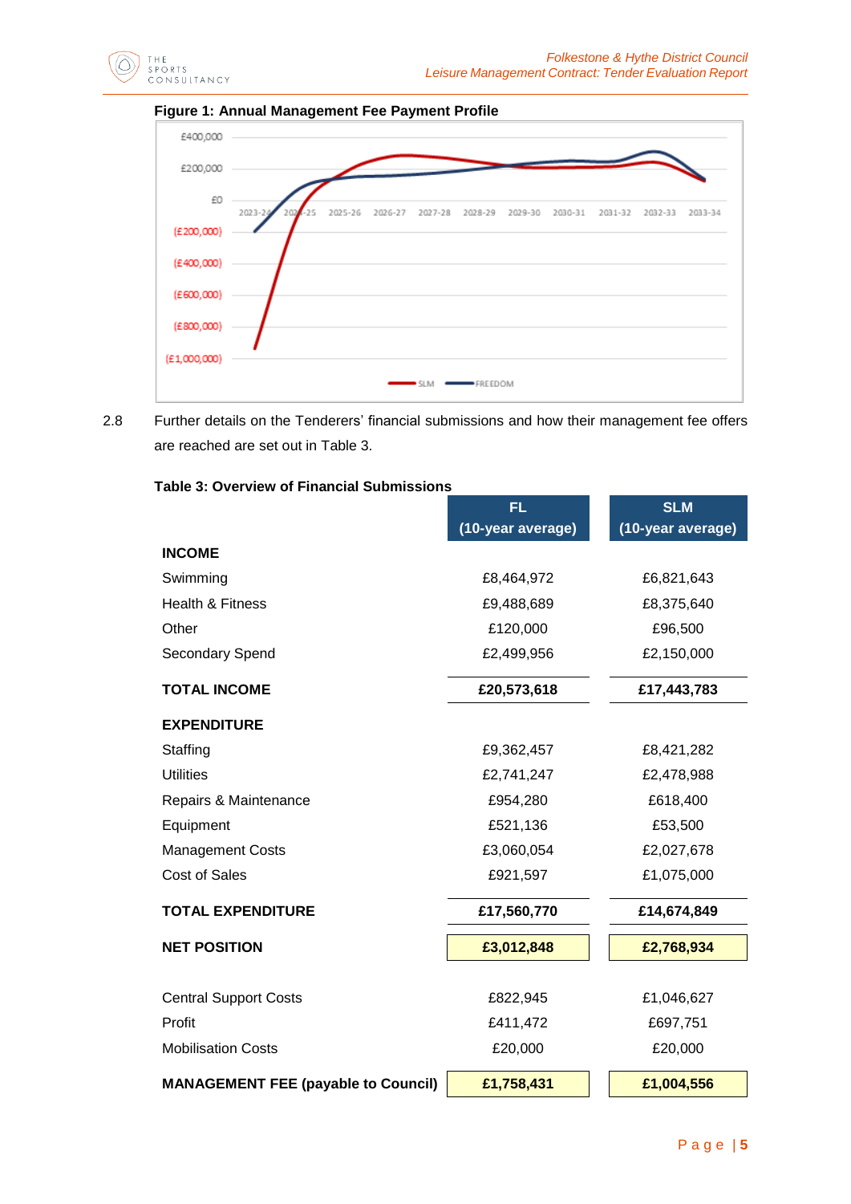**Figure 1: Annual Management Fee Payment Profile**

2.8 Further details on the Tenderers' financial submissions and how their management fee offers are reached are set out in Table 3.

**Table 3: Overview of Financial Submissions**

| | FL (10-year average) | SLM (10-year average) |
|---|---|---|
| **INCOME** | | |
| Swimming | £8,464,972 | £6,821,643 |
| Health & Fitness | £9,488,689 | £8,375,640 |
| Other | £120,000 | £96,500 |
| Secondary Spend | £2,499,956 | £2,150,000 |
| **TOTAL INCOME** | **£20,573,618** | **£17,443,783** |
| **EXPENDITURE** | | |
| Staffing | £9,362,457 | £8,421,282 |
| Utilities | £2,741,247 | £2,478,988 |
| Repairs & Maintenance | £954,280 | £618,400 |
| Equipment | £521,136 | £53,500 |
| Management Costs | £3,060,054 | £2,027,678 |
| Cost of Sales | £921,597 | £1,075,000 |
| **TOTAL EXPENDITURE** | **£17,560,770** | **£14,674,849** |
| **NET POSITION** | **£3,012,848** | **£2,768,934** |
| Central Support Costs | £822,945 | £1,046,627 |
| Profit | £411,472 | £697,751 |
| Mobilisation Costs | £20,000 | £20,000 |
| **MANAGEMENT FEE (payable to Council)** | **£1,758,431** | **£1,004,556** |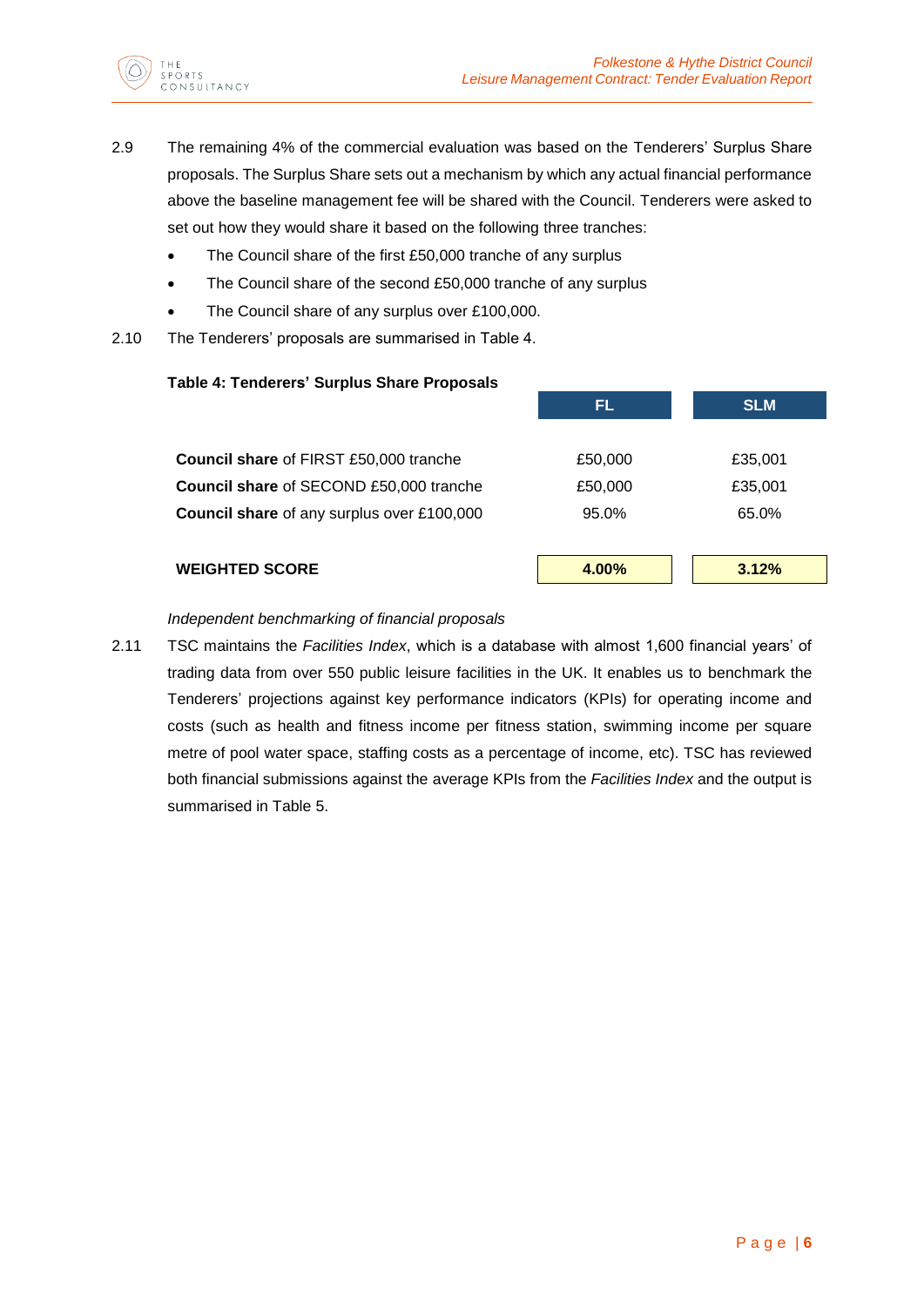2.9 The remaining 4% of the commercial evaluation was based on the Tenderers' Surplus Share proposals. The Surplus Share sets out a mechanism by which any actual financial performance above the baseline management fee will be shared with the Council. Tenderers were asked to set out how they would share it based on the following three tranches:

- The Council share of the first £50,000 tranche of any surplus
- The Council share of the second £50,000 tranche of any surplus
- The Council share of any surplus over £100,000.

2.10 The Tenderers' proposals are summarised in Table 4.

**Table 4: Tenderers' Surplus Share Proposals**

| | FL | SLM |
|---|---|---|
| **Council share** of FIRST £50,000 tranche | £50,000 | £35,001 |
| **Council share** of SECOND £50,000 tranche | £50,000 | £35,001 |
| **Council share** of any surplus over £100,000 | 95.0% | 65.0% |
| **WEIGHTED SCORE** | **4.00%** | **3.12%** |

*Independent benchmarking of financial proposals*

2.11 TSC maintains the *Facilities Index*, which is a database with almost 1,600 financial years' of trading data from over 550 public leisure facilities in the UK. It enables us to benchmark the Tenderers' projections against key performance indicators (KPIs) for operating income and costs (such as health and fitness income per fitness station, swimming income per square metre of pool water space, staffing costs as a percentage of income, etc). TSC has reviewed both financial submissions against the average KPIs from the *Facilities Index* and the output is summarised in Table 5.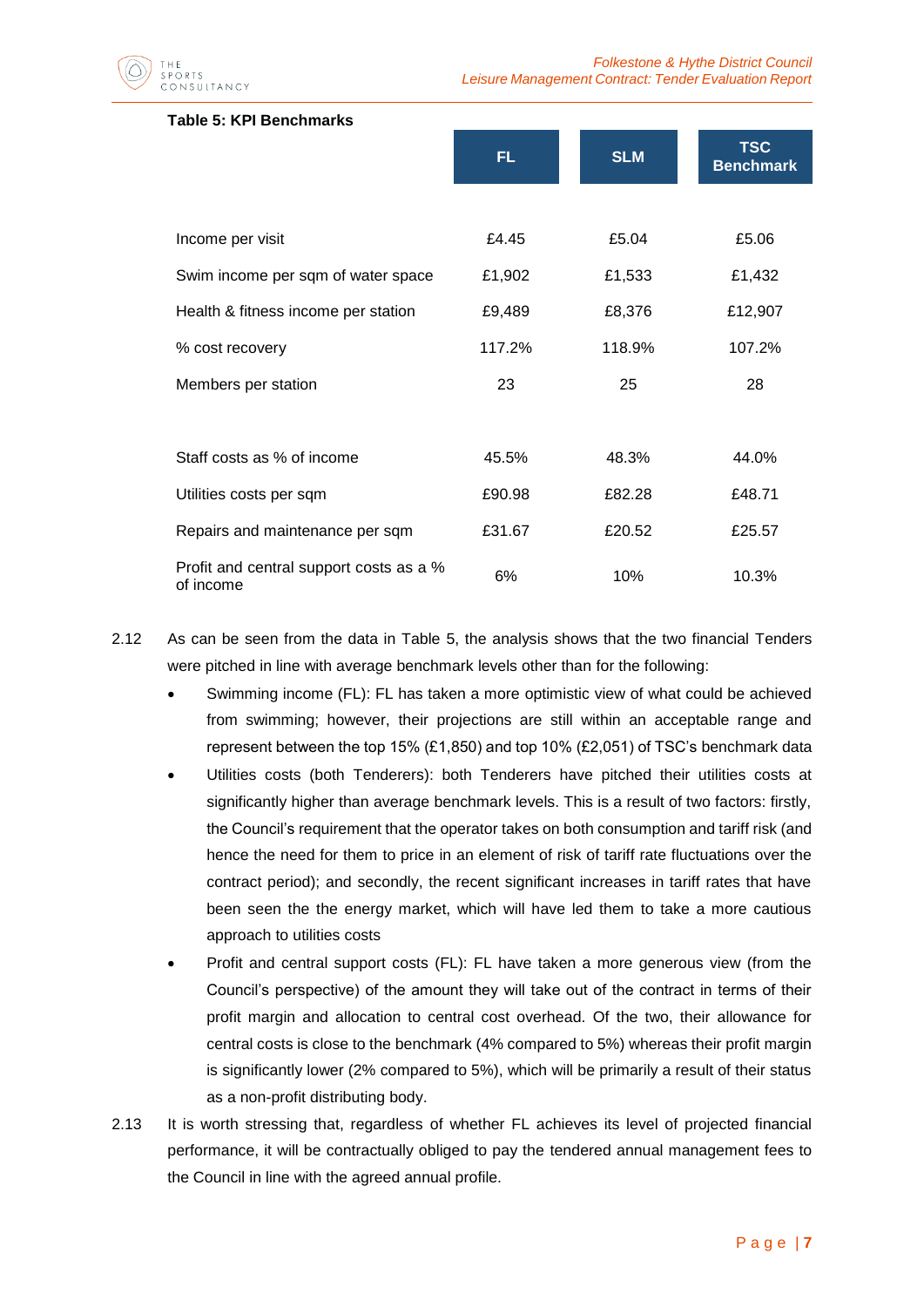**Table 5: KPI Benchmarks**

| | FL | SLM | TSC Benchmark |
|---|---|---|---|
| Income per visit | £4.45 | £5.04 | £5.06 |
| Swim income per sqm of water space | £1,902 | £1,533 | £1,432 |
| Health & fitness income per station | £9,489 | £8,376 | £12,907 |
| % cost recovery | 117.2% | 118.9% | 107.2% |
| Members per station | 23 | 25 | 28 |
| | | | |
| Staff costs as % of income | 45.5% | 48.3% | 44.0% |
| Utilities costs per sqm | £90.98 | £82.28 | £48.71 |
| Repairs and maintenance per sqm | £31.67 | £20.52 | £25.57 |
| Profit and central support costs as a % of income | 6% | 10% | 10.3% |

2.12 As can be seen from the data in Table 5, the analysis shows that the two financial Tenders were pitched in line with average benchmark levels other than for the following:

- Swimming income (FL): FL has taken a more optimistic view of what could be achieved from swimming; however, their projections are still within an acceptable range and represent between the top 15% (£1,850) and top 10% (£2,051) of TSC's benchmark data
- Utilities costs (both Tenderers): both Tenderers have pitched their utilities costs at significantly higher than average benchmark levels. This is a result of two factors: firstly, the Council's requirement that the operator takes on both consumption and tariff risk (and hence the need for them to price in an element of risk of tariff rate fluctuations over the contract period); and secondly, the recent significant increases in tariff rates that have been seen the the energy market, which will have led them to take a more cautious approach to utilities costs
- Profit and central support costs (FL): FL have taken a more generous view (from the Council's perspective) of the amount they will take out of the contract in terms of their profit margin and allocation to central cost overhead. Of the two, their allowance for central costs is close to the benchmark (4% compared to 5%) whereas their profit margin is significantly lower (2% compared to 5%), which will be primarily a result of their status as a non-profit distributing body.

2.13 It is worth stressing that, regardless of whether FL achieves its level of projected financial performance, it will be contractually obliged to pay the tendered annual management fees to the Council in line with the agreed annual profile.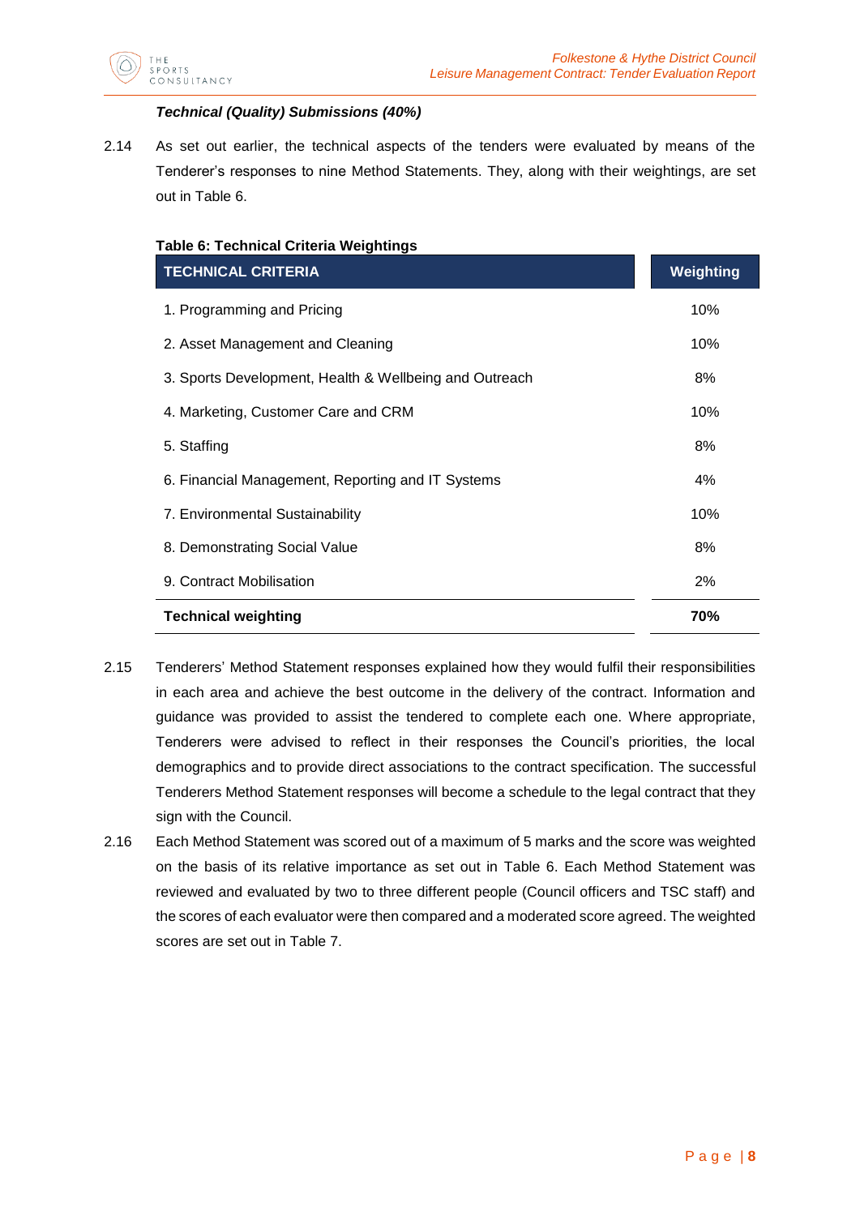***Technical (Quality) Submissions (40%)***

2.14 As set out earlier, the technical aspects of the tenders were evaluated by means of the Tenderer's responses to nine Method Statements. They, along with their weightings, are set out in Table 6.

**Table 6: Technical Criteria Weightings**

| TECHNICAL CRITERIA | Weighting |
|---|---|
| 1. Programming and Pricing | 10% |
| 2. Asset Management and Cleaning | 10% |
| 3. Sports Development, Health & Wellbeing and Outreach | 8% |
| 4. Marketing, Customer Care and CRM | 10% |
| 5. Staffing | 8% |
| 6. Financial Management, Reporting and IT Systems | 4% |
| 7. Environmental Sustainability | 10% |
| 8. Demonstrating Social Value | 8% |
| 9. Contract Mobilisation | 2% |
| **Technical weighting** | **70%** |

2.15 Tenderers' Method Statement responses explained how they would fulfil their responsibilities in each area and achieve the best outcome in the delivery of the contract. Information and guidance was provided to assist the tendered to complete each one. Where appropriate, Tenderers were advised to reflect in their responses the Council's priorities, the local demographics and to provide direct associations to the contract specification. The successful Tenderers Method Statement responses will become a schedule to the legal contract that they sign with the Council.

2.16 Each Method Statement was scored out of a maximum of 5 marks and the score was weighted on the basis of its relative importance as set out in Table 6. Each Method Statement was reviewed and evaluated by two to three different people (Council officers and TSC staff) and the scores of each evaluator were then compared and a moderated score agreed. The weighted scores are set out in Table 7.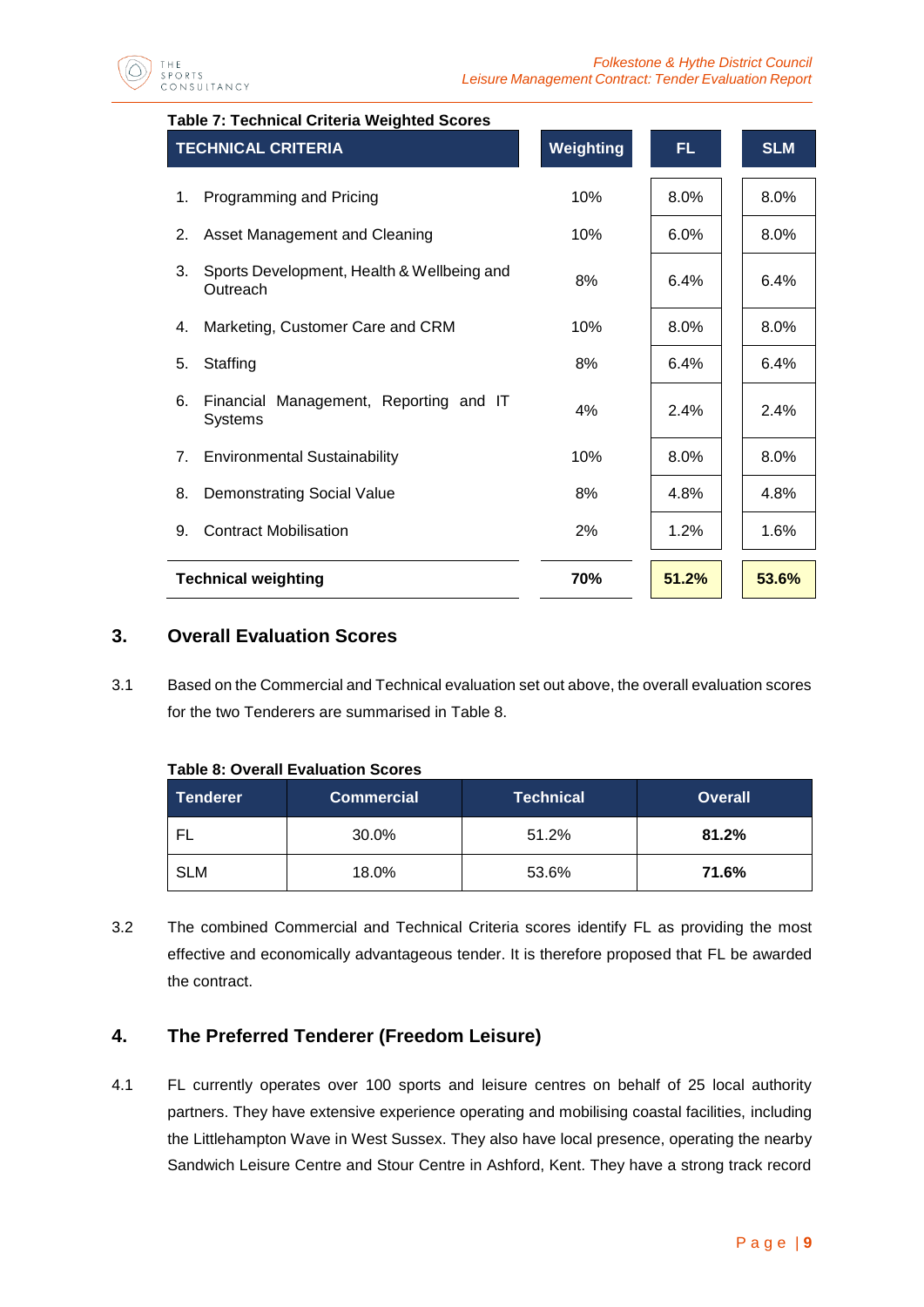**Table 7: Technical Criteria Weighted Scores**

| TECHNICAL CRITERIA | Weighting | FL | SLM |
|---|---|---|---|
| 1. Programming and Pricing | 10% | 8.0% | 8.0% |
| 2. Asset Management and Cleaning | 10% | 6.0% | 8.0% |
| 3. Sports Development, Health & Wellbeing and Outreach | 8% | 6.4% | 6.4% |
| 4. Marketing, Customer Care and CRM | 10% | 8.0% | 8.0% |
| 5. Staffing | 8% | 6.4% | 6.4% |
| 6. Financial Management, Reporting and IT Systems | 4% | 2.4% | 2.4% |
| 7. Environmental Sustainability | 10% | 8.0% | 8.0% |
| 8. Demonstrating Social Value | 8% | 4.8% | 4.8% |
| 9. Contract Mobilisation | 2% | 1.2% | 1.6% |
| **Technical weighting** | **70%** | **51.2%** | **53.6%** |

## 3. Overall Evaluation Scores

3.1 Based on the Commercial and Technical evaluation set out above, the overall evaluation scores for the two Tenderers are summarised in Table 8.

**Table 8: Overall Evaluation Scores**

| Tenderer | Commercial | Technical | Overall |
|---|---|---|---|
| FL | 30.0% | 51.2% | **81.2%** |
| SLM | 18.0% | 53.6% | **71.6%** |

3.2 The combined Commercial and Technical Criteria scores identify FL as providing the most effective and economically advantageous tender. It is therefore proposed that FL be awarded the contract.

## 4. The Preferred Tenderer (Freedom Leisure)

4.1 FL currently operates over 100 sports and leisure centres on behalf of 25 local authority partners. They have extensive experience operating and mobilising coastal facilities, including the Littlehampton Wave in West Sussex. They also have local presence, operating the nearby Sandwich Leisure Centre and Stour Centre in Ashford, Kent. They have a strong track record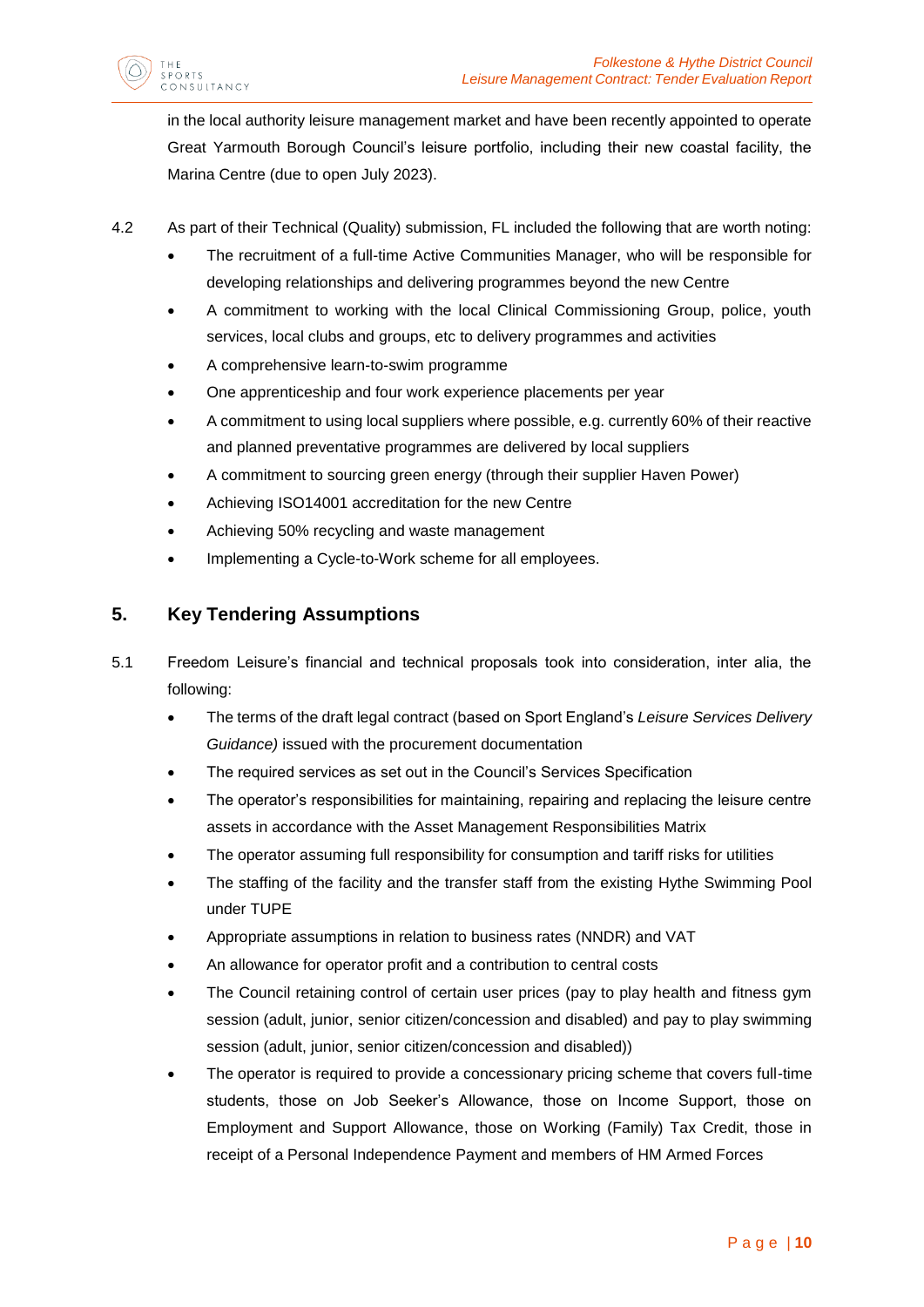in the local authority leisure management market and have been recently appointed to operate Great Yarmouth Borough Council's leisure portfolio, including their new coastal facility, the Marina Centre (due to open July 2023).

4.2 As part of their Technical (Quality) submission, FL included the following that are worth noting:

- The recruitment of a full-time Active Communities Manager, who will be responsible for developing relationships and delivering programmes beyond the new Centre
- A commitment to working with the local Clinical Commissioning Group, police, youth services, local clubs and groups, etc to delivery programmes and activities
- A comprehensive learn-to-swim programme
- One apprenticeship and four work experience placements per year
- A commitment to using local suppliers where possible, e.g. currently 60% of their reactive and planned preventative programmes are delivered by local suppliers
- A commitment to sourcing green energy (through their supplier Haven Power)
- Achieving ISO14001 accreditation for the new Centre
- Achieving 50% recycling and waste management
- Implementing a Cycle-to-Work scheme for all employees.

## 5. Key Tendering Assumptions

5.1 Freedom Leisure's financial and technical proposals took into consideration, inter alia, the following:

- The terms of the draft legal contract (based on Sport England's *Leisure Services Delivery Guidance)* issued with the procurement documentation
- The required services as set out in the Council's Services Specification
- The operator's responsibilities for maintaining, repairing and replacing the leisure centre assets in accordance with the Asset Management Responsibilities Matrix
- The operator assuming full responsibility for consumption and tariff risks for utilities
- The staffing of the facility and the transfer staff from the existing Hythe Swimming Pool under TUPE
- Appropriate assumptions in relation to business rates (NNDR) and VAT
- An allowance for operator profit and a contribution to central costs
- The Council retaining control of certain user prices (pay to play health and fitness gym session (adult, junior, senior citizen/concession and disabled) and pay to play swimming session (adult, junior, senior citizen/concession and disabled))
- The operator is required to provide a concessionary pricing scheme that covers full-time students, those on Job Seeker's Allowance, those on Income Support, those on Employment and Support Allowance, those on Working (Family) Tax Credit, those in receipt of a Personal Independence Payment and members of HM Armed Forces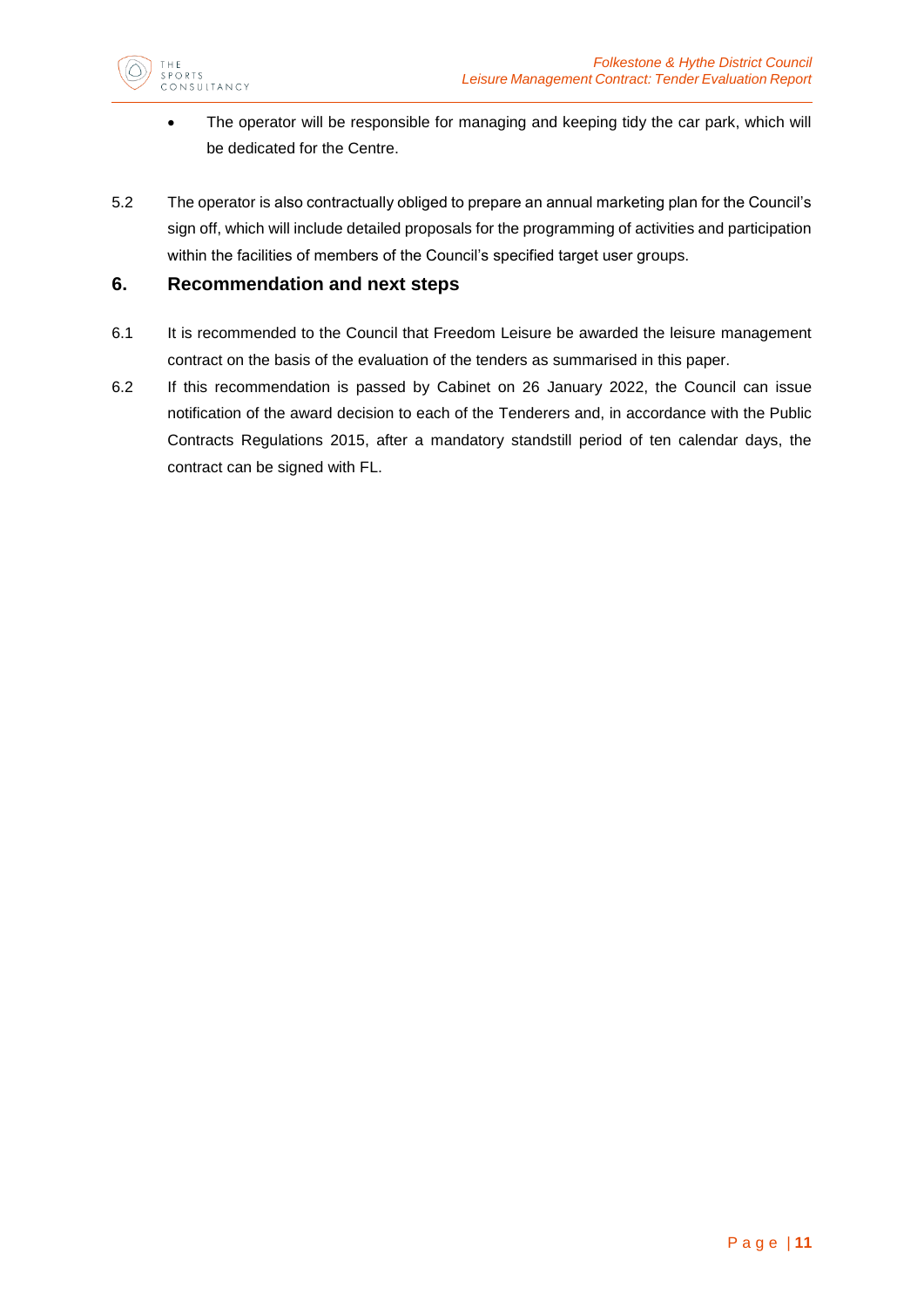- The operator will be responsible for managing and keeping tidy the car park, which will be dedicated for the Centre.

5.2 The operator is also contractually obliged to prepare an annual marketing plan for the Council's sign off, which will include detailed proposals for the programming of activities and participation within the facilities of members of the Council's specified target user groups.

## 6. Recommendation and next steps

6.1 It is recommended to the Council that Freedom Leisure be awarded the leisure management contract on the basis of the evaluation of the tenders as summarised in this paper.

6.2 If this recommendation is passed by Cabinet on 26 January 2022, the Council can issue notification of the award decision to each of the Tenderers and, in accordance with the Public Contracts Regulations 2015, after a mandatory standstill period of ten calendar days, the contract can be signed with FL.